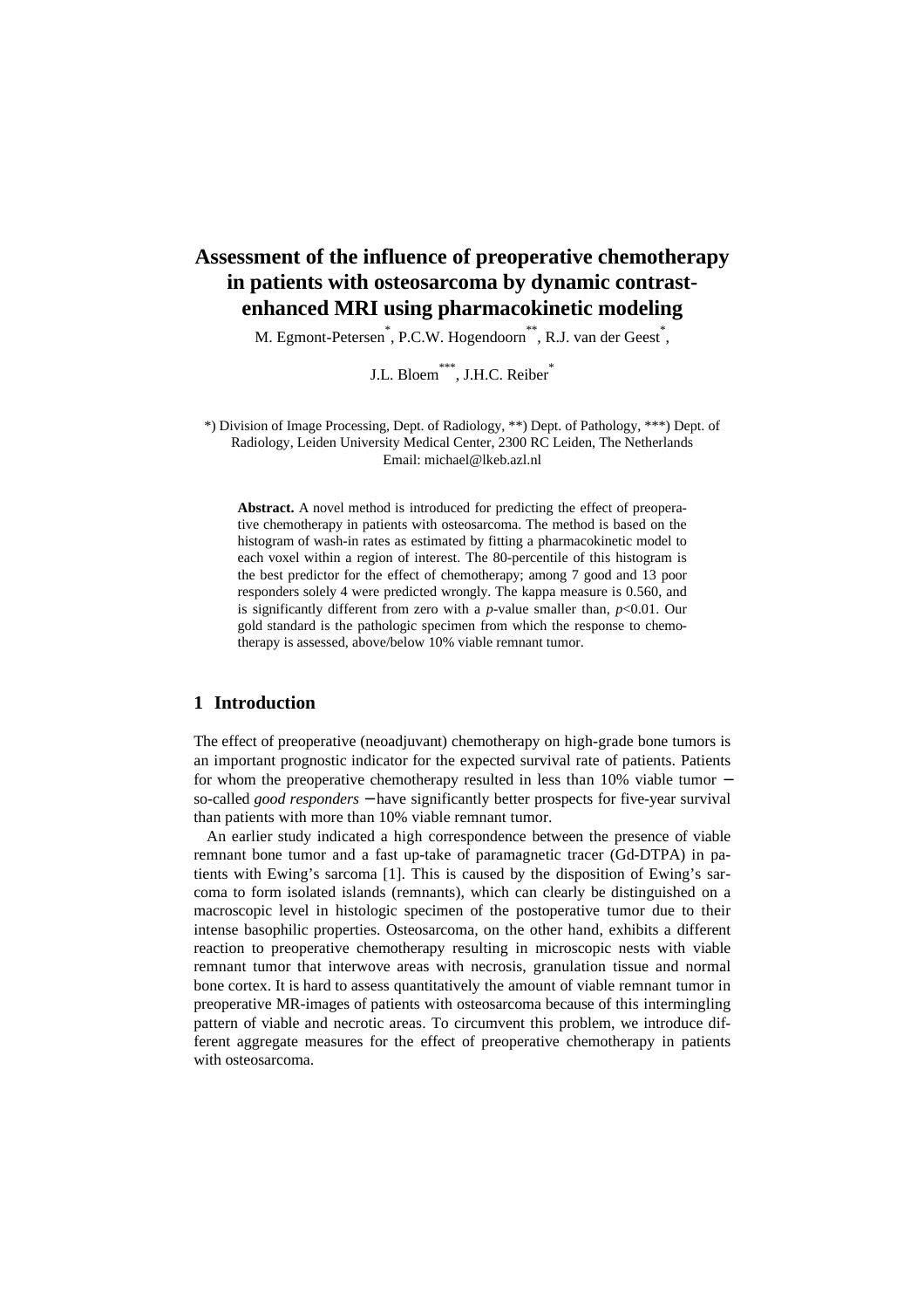# Assessment of the influence of preoperative chemotherapy in patients with osteosarcoma by dynamic contrast-enhanced MRI using pharmacokinetic modeling

M. Egmont-Petersen[*], P.C.W. Hogendoorn[**], R.J. van der Geest[*],

J.L. Bloem[***], J.H.C. Reiber[*]

*) Division of Image Processing, Dept. of Radiology, **) Dept. of Pathology, ***) Dept. of Radiology, Leiden University Medical Center, 2300 RC Leiden, The Netherlands
Email: michael@lkeb.azl.nl

**Abstract.** A novel method is introduced for predicting the effect of preoperative chemotherapy in patients with osteosarcoma. The method is based on the histogram of wash-in rates as estimated by fitting a pharmacokinetic model to each voxel within a region of interest. The 80-percentile of this histogram is the best predictor for the effect of chemotherapy; among 7 good and 13 poor responders solely 4 were predicted wrongly. The kappa measure is 0.560, and is significantly different from zero with a *p*-value smaller than, $p<0.01$. Our gold standard is the pathologic specimen from which the response to chemotherapy is assessed, above/below 10% viable remnant tumor.

## 1 Introduction

The effect of preoperative (neoadjuvant) chemotherapy on high-grade bone tumors is an important prognostic indicator for the expected survival rate of patients. Patients for whom the preoperative chemotherapy resulted in less than 10% viable tumor − so-called *good responders* − have significantly better prospects for five-year survival than patients with more than 10% viable remnant tumor.

An earlier study indicated a high correspondence between the presence of viable remnant bone tumor and a fast up-take of paramagnetic tracer (Gd-DTPA) in patients with Ewing's sarcoma [1]. This is caused by the disposition of Ewing's sarcoma to form isolated islands (remnants), which can clearly be distinguished on a macroscopic level in histologic specimen of the postoperative tumor due to their intense basophilic properties. Osteosarcoma, on the other hand, exhibits a different reaction to preoperative chemotherapy resulting in microscopic nests with viable remnant tumor that interwove areas with necrosis, granulation tissue and normal bone cortex. It is hard to assess quantitatively the amount of viable remnant tumor in preoperative MR-images of patients with osteosarcoma because of this intermingling pattern of viable and necrotic areas. To circumvent this problem, we introduce different aggregate measures for the effect of preoperative chemotherapy in patients with osteosarcoma.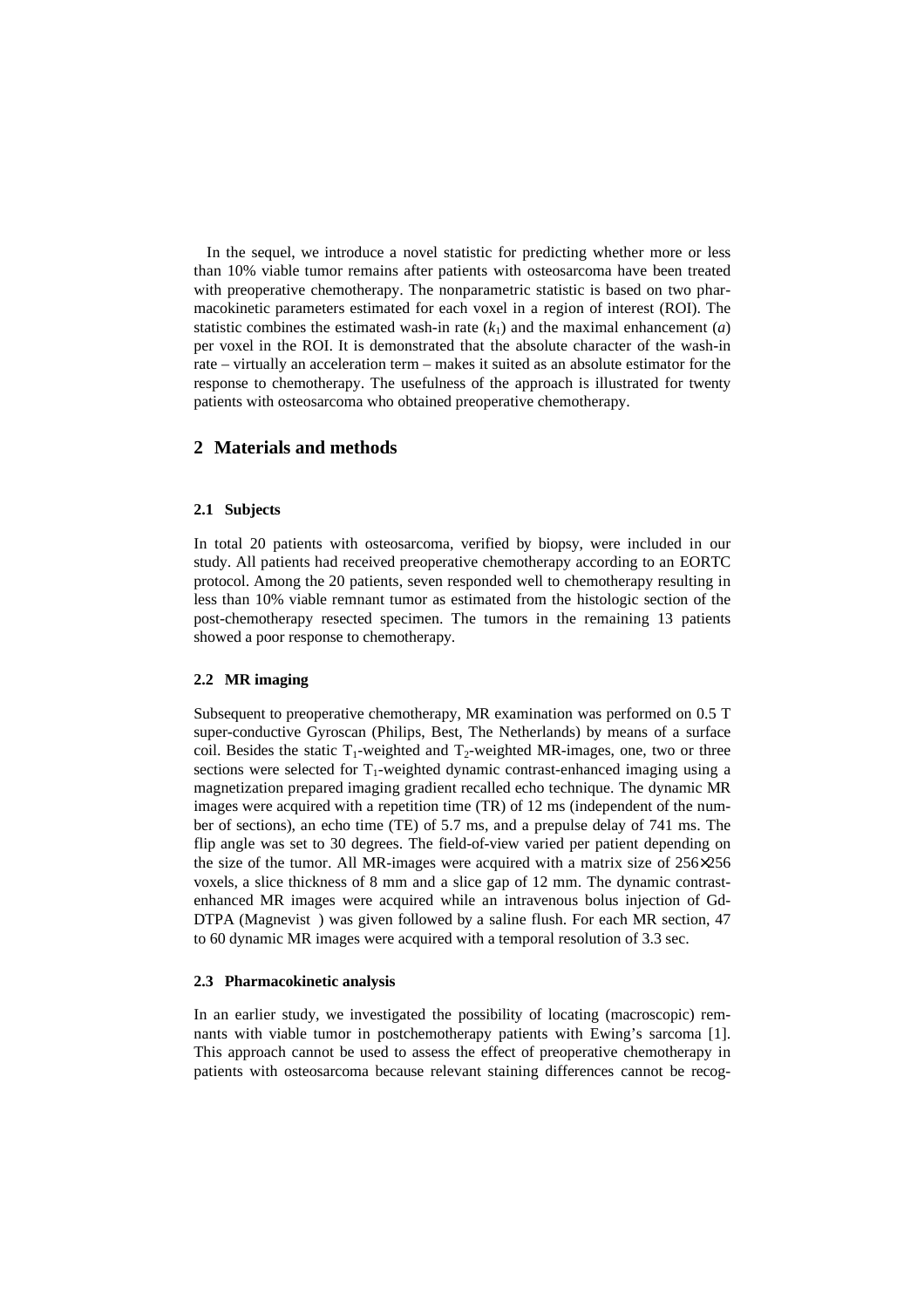In the sequel, we introduce a novel statistic for predicting whether more or less than 10% viable tumor remains after patients with osteosarcoma have been treated with preoperative chemotherapy. The nonparametric statistic is based on two pharmacokinetic parameters estimated for each voxel in a region of interest (ROI). The statistic combines the estimated wash-in rate ($k_1$) and the maximal enhancement ($a$) per voxel in the ROI. It is demonstrated that the absolute character of the wash-in rate – virtually an acceleration term – makes it suited as an absolute estimator for the response to chemotherapy. The usefulness of the approach is illustrated for twenty patients with osteosarcoma who obtained preoperative chemotherapy.

## 2 Materials and methods

### 2.1 Subjects

In total 20 patients with osteosarcoma, verified by biopsy, were included in our study. All patients had received preoperative chemotherapy according to an EORTC protocol. Among the 20 patients, seven responded well to chemotherapy resulting in less than 10% viable remnant tumor as estimated from the histologic section of the post-chemotherapy resected specimen. The tumors in the remaining 13 patients showed a poor response to chemotherapy.

### 2.2 MR imaging

Subsequent to preoperative chemotherapy, MR examination was performed on 0.5 T super-conductive Gyroscan (Philips, Best, The Netherlands) by means of a surface coil. Besides the static $T_1$-weighted and $T_2$-weighted MR-images, one, two or three sections were selected for $T_1$-weighted dynamic contrast-enhanced imaging using a magnetization prepared imaging gradient recalled echo technique. The dynamic MR images were acquired with a repetition time (TR) of 12 ms (independent of the number of sections), an echo time (TE) of 5.7 ms, and a prepulse delay of 741 ms. The flip angle was set to 30 degrees. The field-of-view varied per patient depending on the size of the tumor. All MR-images were acquired with a matrix size of 256×256 voxels, a slice thickness of 8 mm and a slice gap of 12 mm. The dynamic contrast-enhanced MR images were acquired while an intravenous bolus injection of Gd-DTPA (Magnevist ) was given followed by a saline flush. For each MR section, 47 to 60 dynamic MR images were acquired with a temporal resolution of 3.3 sec.

### 2.3 Pharmacokinetic analysis

In an earlier study, we investigated the possibility of locating (macroscopic) remnants with viable tumor in postchemotherapy patients with Ewing's sarcoma [1]. This approach cannot be used to assess the effect of preoperative chemotherapy in patients with osteosarcoma because relevant staining differences cannot be recog-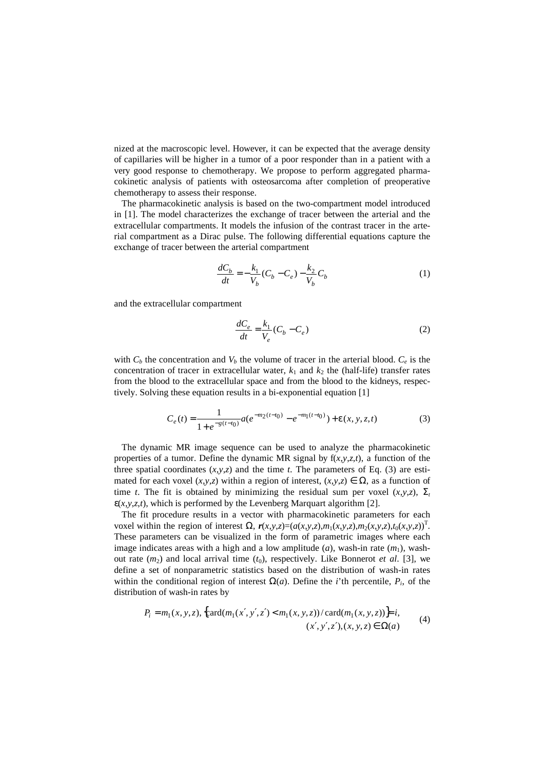nized at the macroscopic level. However, it can be expected that the average density of capillaries will be higher in a tumor of a poor responder than in a patient with a very good response to chemotherapy. We propose to perform aggregated pharmacokinetic analysis of patients with osteosarcoma after completion of preoperative chemotherapy to assess their response.

The pharmacokinetic analysis is based on the two-compartment model introduced in [1]. The model characterizes the exchange of tracer between the arterial and the extracellular compartments. It models the infusion of the contrast tracer in the arterial compartment as a Dirac pulse. The following differential equations capture the exchange of tracer between the arterial compartment

$$\frac{dC_b}{dt} = -\frac{k_1}{V_b}(C_b - C_e) - \frac{k_2}{V_b}C_b \tag{1}$$

and the extracellular compartment

$$\frac{dC_e}{dt} = \frac{k_1}{V_e}(C_b - C_e) \tag{2}$$

with $C_b$ the concentration and $V_b$ the volume of tracer in the arterial blood. $C_e$ is the concentration of tracer in extracellular water, $k_1$ and $k_2$ the (half-life) transfer rates from the blood to the extracellular space and from the blood to the kidneys, respectively. Solving these equation results in a bi-exponential equation [1]

$$C_e(t) = \frac{1}{1 + e^{-g(t-t_0)}} a(e^{-m_2(t-t_0)} - e^{-m_1(t-t_0)}) + \varepsilon(x, y, z, t) \tag{3}$$

The dynamic MR image sequence can be used to analyze the pharmacokinetic properties of a tumor. Define the dynamic MR signal by $f(x,y,z,t)$, a function of the three spatial coordinates $(x,y,z)$ and the time $t$. The parameters of Eq. (3) are estimated for each voxel $(x,y,z)$ within a region of interest, $(x,y,z) \in \Omega$, as a function of time $t$. The fit is obtained by minimizing the residual sum per voxel $(x,y,z)$, $\Sigma_t\, \varepsilon(x,y,z,t)$, which is performed by the Levenberg Marquart algorithm [2].

The fit procedure results in a vector with pharmacokinetic parameters for each voxel within the region of interest $\Omega$, $\boldsymbol{r}(x,y,z)=(a(x,y,z),m_1(x,y,z),m_2(x,y,z),t_0(x,y,z))^{\mathrm{T}}$. These parameters can be visualized in the form of parametric images where each image indicates areas with a high and a low amplitude ($a$), wash-in rate ($m_1$), wash-out rate ($m_2$) and local arrival time ($t_0$), respectively. Like Bonnerot *et al*. [3], we define a set of nonparametric statistics based on the distribution of wash-in rates within the conditional region of interest $\Omega(a)$. Define the $i$'th percentile, $P_i$, of the distribution of wash-in rates by

$$P_i = m_1(x,y,z),\ \left\{\mathrm{card}(m_1(x',y',z') < m_1(x,y,z)) / \mathrm{card}(m_1(x,y,z))\right\} = i, \quad (x',y',z'),(x,y,z) \in \Omega(a) \tag{4}$$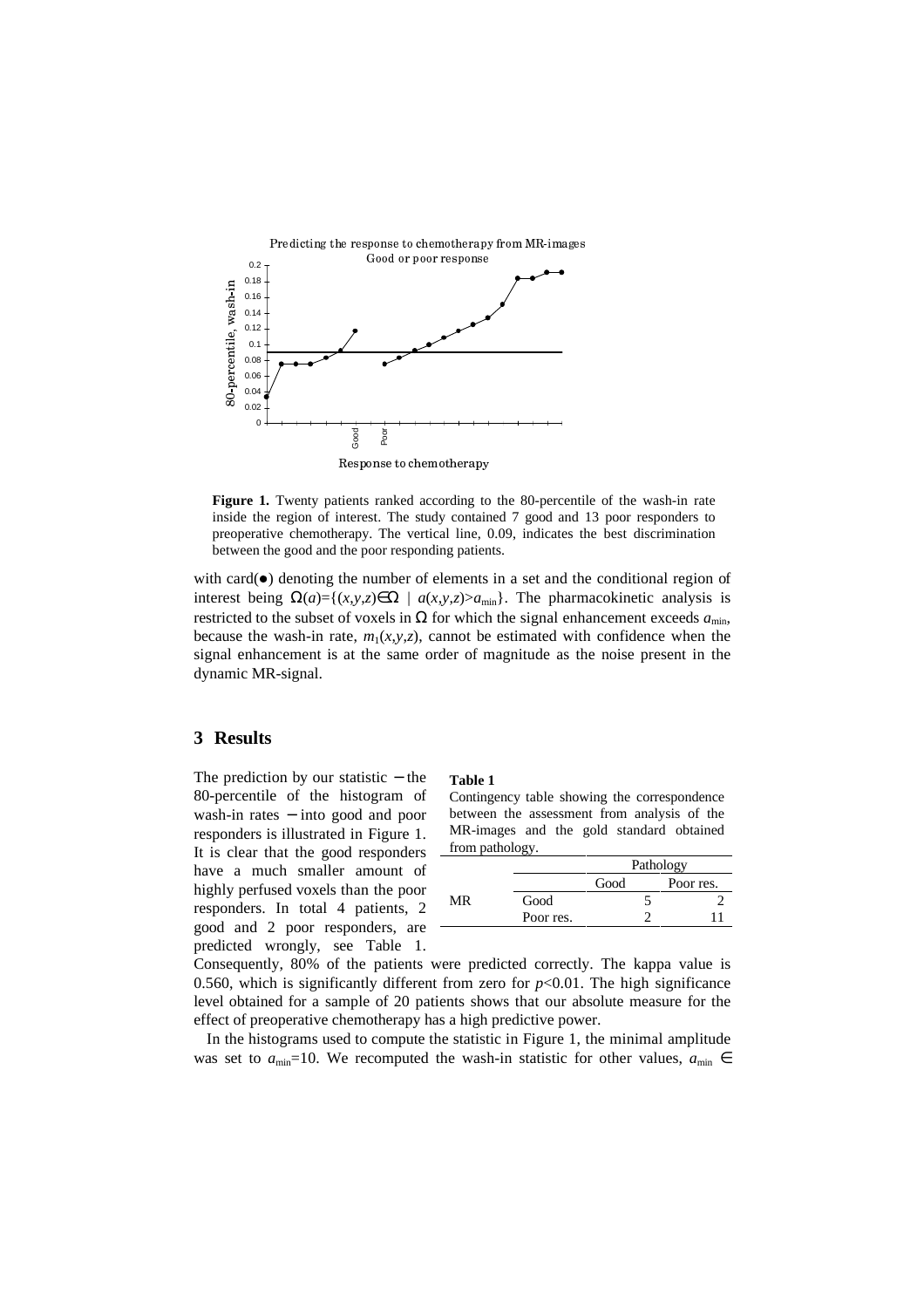**Figure 1.** Twenty patients ranked according to the 80-percentile of the wash-in rate inside the region of interest. The study contained 7 good and 13 poor responders to preoperative chemotherapy. The vertical line, 0.09, indicates the best discrimination between the good and the poor responding patients.

with card(•) denoting the number of elements in a set and the conditional region of interest being $\Omega(a)=\{(x,y,z)\in\Omega \mid a(x,y,z)>a_{\min}\}$. The pharmacokinetic analysis is restricted to the subset of voxels in $\Omega$ for which the signal enhancement exceeds $a_{\min}$, because the wash-in rate, $m_1(x,y,z)$, cannot be estimated with confidence when the signal enhancement is at the same order of magnitude as the noise present in the dynamic MR-signal.

## 3 Results

The prediction by our statistic − the 80-percentile of the histogram of wash-in rates − into good and poor responders is illustrated in Figure 1. It is clear that the good responders have a much smaller amount of highly perfused voxels than the poor responders. In total 4 patients, 2 good and 2 poor responders, are predicted wrongly, see Table 1. Consequently, 80% of the patients were predicted correctly. The kappa value is 0.560, which is significantly different from zero for $p<0.01$. The high significance level obtained for a sample of 20 patients shows that our absolute measure for the effect of preoperative chemotherapy has a high predictive power.

**Table 1**

Contingency table showing the correspondence between the assessment from analysis of the MR-images and the gold standard obtained from pathology.

| | | Pathology | |
|---|---|---|---|
| | | Good | Poor res. |
| MR | Good | 5 | 2 |
| | Poor res. | 2 | 11 |

In the histograms used to compute the statistic in Figure 1, the minimal amplitude was set to $a_{\min}=10$. We recomputed the wash-in statistic for other values, $a_{\min} \in$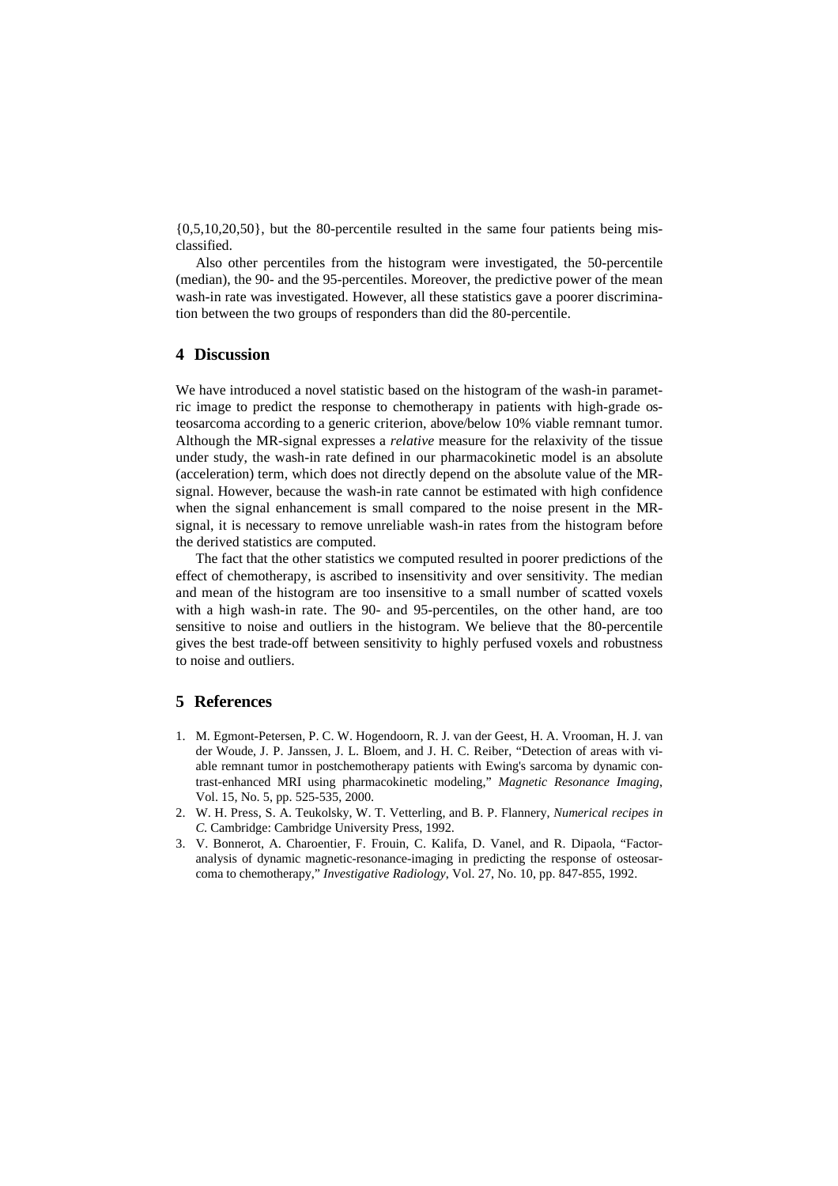{0,5,10,20,50}, but the 80-percentile resulted in the same four patients being misclassified.

Also other percentiles from the histogram were investigated, the 50-percentile (median), the 90- and the 95-percentiles. Moreover, the predictive power of the mean wash-in rate was investigated. However, all these statistics gave a poorer discrimination between the two groups of responders than did the 80-percentile.

## 4 Discussion

We have introduced a novel statistic based on the histogram of the wash-in parametric image to predict the response to chemotherapy in patients with high-grade osteosarcoma according to a generic criterion, above/below 10% viable remnant tumor. Although the MR-signal expresses a *relative* measure for the relaxivity of the tissue under study, the wash-in rate defined in our pharmacokinetic model is an absolute (acceleration) term, which does not directly depend on the absolute value of the MR-signal. However, because the wash-in rate cannot be estimated with high confidence when the signal enhancement is small compared to the noise present in the MR-signal, it is necessary to remove unreliable wash-in rates from the histogram before the derived statistics are computed.

The fact that the other statistics we computed resulted in poorer predictions of the effect of chemotherapy, is ascribed to insensitivity and over sensitivity. The median and mean of the histogram are too insensitive to a small number of scatted voxels with a high wash-in rate. The 90- and 95-percentiles, on the other hand, are too sensitive to noise and outliers in the histogram. We believe that the 80-percentile gives the best trade-off between sensitivity to highly perfused voxels and robustness to noise and outliers.

## 5 References

1. M. Egmont-Petersen, P. C. W. Hogendoorn, R. J. van der Geest, H. A. Vrooman, H. J. van der Woude, J. P. Janssen, J. L. Bloem, and J. H. C. Reiber, "Detection of areas with viable remnant tumor in postchemotherapy patients with Ewing's sarcoma by dynamic contrast-enhanced MRI using pharmacokinetic modeling," *Magnetic Resonance Imaging*, Vol. 15, No. 5, pp. 525-535, 2000.
2. W. H. Press, S. A. Teukolsky, W. T. Vetterling, and B. P. Flannery, *Numerical recipes in C*. Cambridge: Cambridge University Press, 1992.
3. V. Bonnerot, A. Charoentier, F. Frouin, C. Kalifa, D. Vanel, and R. Dipaola, "Factor-analysis of dynamic magnetic-resonance-imaging in predicting the response of osteosarcoma to chemotherapy," *Investigative Radiology*, Vol. 27, No. 10, pp. 847-855, 1992.